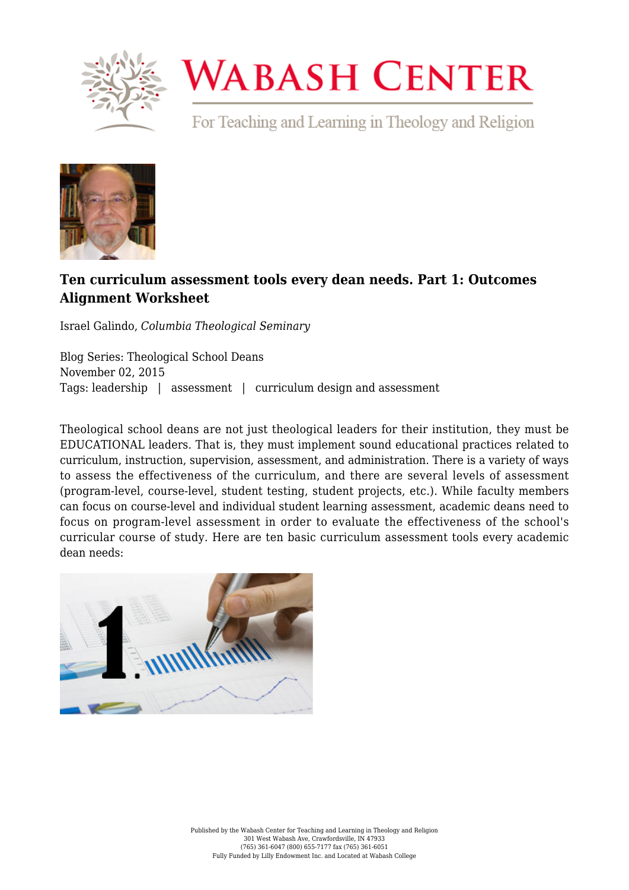# Ten curriculum assessment tools every dean needs. Part 1: Outcomes Alignment Worksheet

Israel Galindo, *Columbia Theological Seminary*

Blog Series: Theological School Deans
November 02, 2015
Tags: leadership | assessment | curriculum design and assessment

Theological school deans are not just theological leaders for their institution, they must be EDUCATIONAL leaders. That is, they must implement sound educational practices related to curriculum, instruction, supervision, assessment, and administration. There is a variety of ways to assess the effectiveness of the curriculum, and there are several levels of assessment (program-level, course-level, student testing, student projects, etc.). While faculty members can focus on course-level and individual student learning assessment, academic deans need to focus on program-level assessment in order to evaluate the effectiveness of the school's curricular course of study. Here are ten basic curriculum assessment tools every academic dean needs: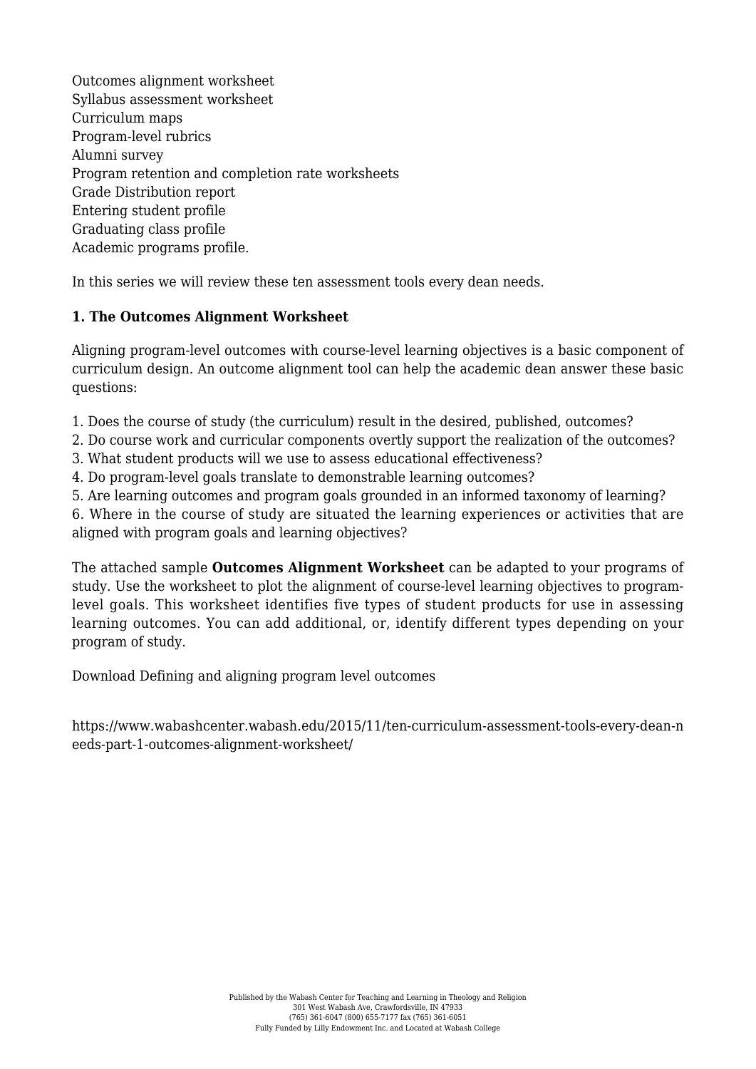Outcomes alignment worksheet
Syllabus assessment worksheet
Curriculum maps
Program-level rubrics
Alumni survey
Program retention and completion rate worksheets
Grade Distribution report
Entering student profile
Graduating class profile
Academic programs profile.

In this series we will review these ten assessment tools every dean needs.

**1. The Outcomes Alignment Worksheet**

Aligning program-level outcomes with course-level learning objectives is a basic component of curriculum design. An outcome alignment tool can help the academic dean answer these basic questions:

1. Does the course of study (the curriculum) result in the desired, published, outcomes?
2. Do course work and curricular components overtly support the realization of the outcomes?
3. What student products will we use to assess educational effectiveness?
4. Do program-level goals translate to demonstrable learning outcomes?
5. Are learning outcomes and program goals grounded in an informed taxonomy of learning?
6. Where in the course of study are situated the learning experiences or activities that are aligned with program goals and learning objectives?

The attached sample **Outcomes Alignment Worksheet** can be adapted to your programs of study. Use the worksheet to plot the alignment of course-level learning objectives to program-level goals. This worksheet identifies five types of student products for use in assessing learning outcomes. You can add additional, or, identify different types depending on your program of study.

Download Defining and aligning program level outcomes

https://www.wabashcenter.wabash.edu/2015/11/ten-curriculum-assessment-tools-every-dean-needs-part-1-outcomes-alignment-worksheet/